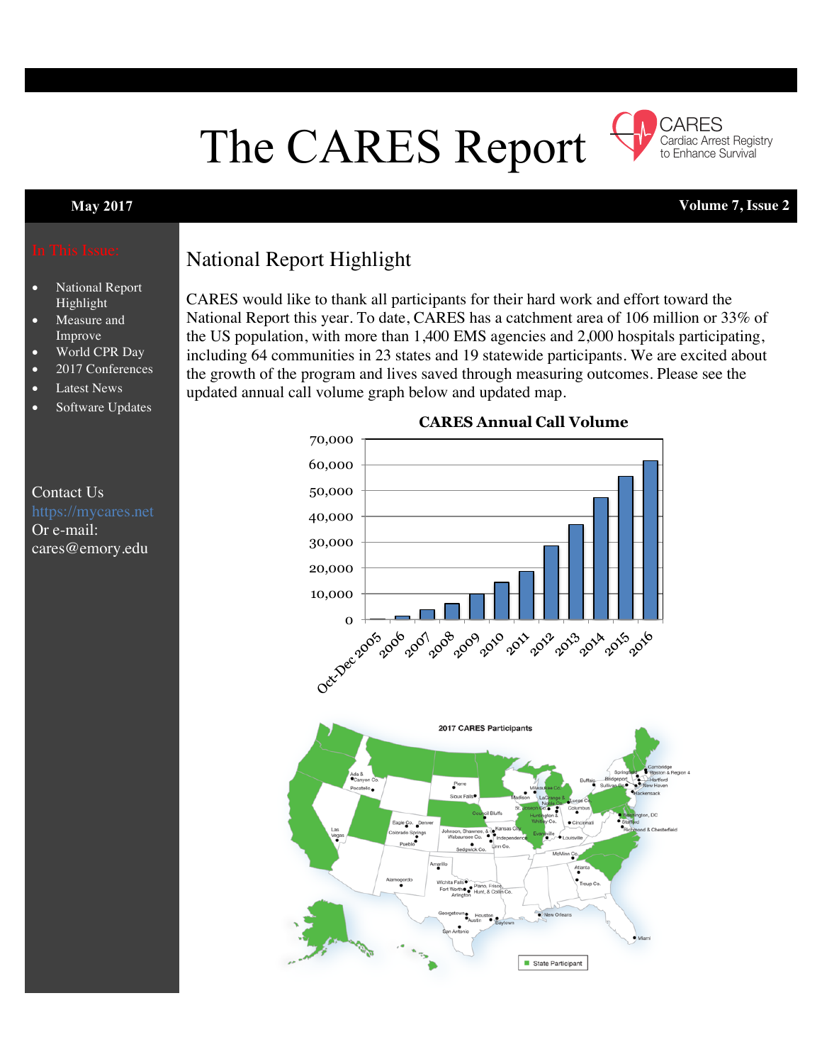# The CARES Report

CARES
Cardiac Arrest Registry to Enhance Survival

**May 2017** **Volume 7, Issue 2**

In This Issue:

- National Report Highlight
- Measure and Improve
- World CPR Day
- 2017 Conferences
- Latest News
- Software Updates

Contact Us
https://mycares.net
Or e-mail:
cares@emory.edu

## National Report Highlight

CARES would like to thank all participants for their hard work and effort toward the National Report this year. To date, CARES has a catchment area of 106 million or 33% of the US population, with more than 1,400 EMS agencies and 2,000 hospitals participating, including 64 communities in 23 states and 19 statewide participants. We are excited about the growth of the program and lives saved through measuring outcomes. Please see the updated annual call volume graph below and updated map.

**CARES Annual Call Volume**

2017 CARES Participants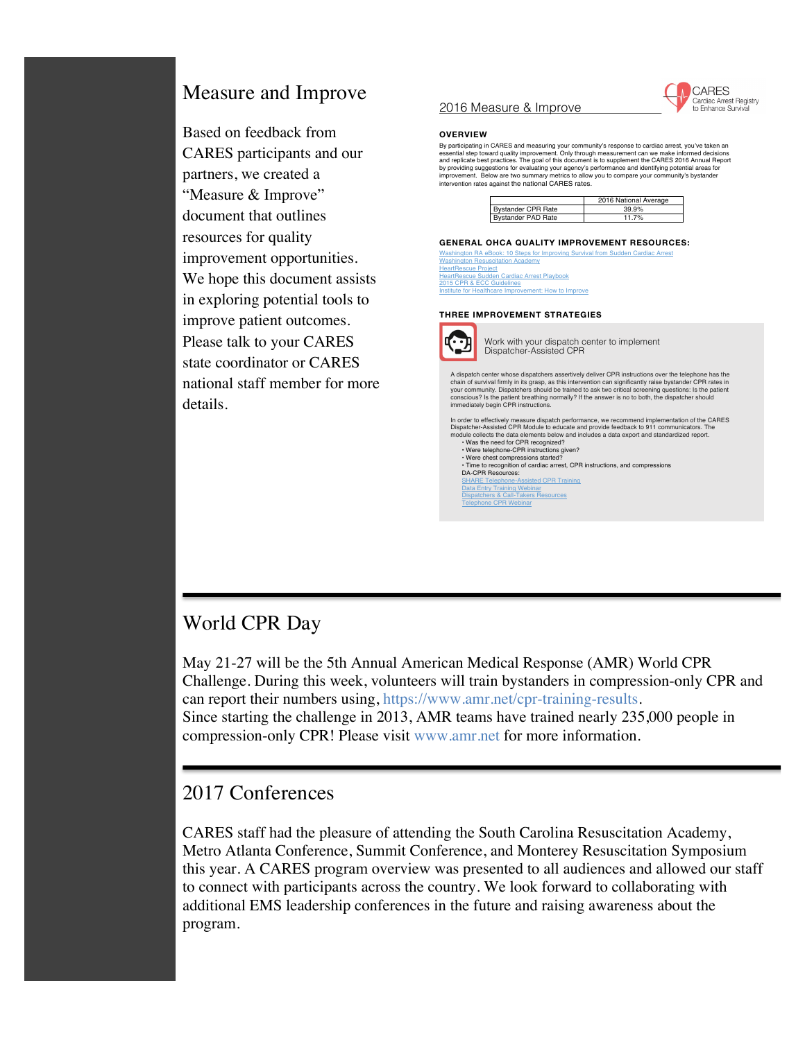## Measure and Improve

Based on feedback from CARES participants and our partners, we created a "Measure & Improve" document that outlines resources for quality improvement opportunities. We hope this document assists in exploring potential tools to improve patient outcomes. Please talk to your CARES state coordinator or CARES national staff member for more details.

### 2016 Measure & Improve

CARES Cardiac Arrest Registry to Enhance Survival

**OVERVIEW**

By participating in CARES and measuring your community's response to cardiac arrest, you've taken an essential step toward quality improvement. Only through measurement can we make informed decisions and replicate best practices. The goal of this document is to supplement the CARES 2016 Annual Report by providing suggestions for evaluating your agency's performance and identifying potential areas for improvement. Below are two summary metrics to allow you to compare your community's bystander intervention rates against the national CARES rates.

| | 2016 National Average |
|---|---|
| Bystander CPR Rate | 39.9% |
| Bystander PAD Rate | 11.7% |

**GENERAL OHCA QUALITY IMPROVEMENT RESOURCES:**

- Washington RA eBook: 10 Steps for Improving Survival from Sudden Cardiac Arrest
- Washington Resuscitation Academy
- HeartRescue Project
- HeartRescue Sudden Cardiac Arrest Playbook
- 2015 CPR & ECC Guidelines
- Institute for Healthcare Improvement: How to Improve

**THREE IMPROVEMENT STRATEGIES**

Work with your dispatch center to implement Dispatcher-Assisted CPR

A dispatch center whose dispatchers assertively deliver CPR instructions over the telephone has the chain of survival firmly in its grasp, as this intervention can significantly raise bystander CPR rates in your community. Dispatchers should be trained to ask two critical screening questions: Is the patient conscious? Is the patient breathing normally? If the answer is no to both, the dispatcher should immediately begin CPR instructions.

In order to effectively measure dispatch performance, we recommend implementation of the CARES Dispatcher-Assisted CPR Module to educate and provide feedback to 911 communicators. The module collects the data elements below and includes a data export and standardized report.

- Was the need for CPR recognized?
- Were telephone-CPR instructions given?
- Were chest compressions started?
- Time to recognition of cardiac arrest, CPR instructions, and compressions

DA-CPR Resources:

- SHARE Telephone-Assisted CPR Training
- Data Entry Training Webinar
- Dispatchers & Call-Takers Resources
- Telephone CPR Webinar

## World CPR Day

May 21-27 will be the 5th Annual American Medical Response (AMR) World CPR Challenge. During this week, volunteers will train bystanders in compression-only CPR and can report their numbers using, https://www.amr.net/cpr-training-results.
Since starting the challenge in 2013, AMR teams have trained nearly 235,000 people in compression-only CPR! Please visit www.amr.net for more information.

## 2017 Conferences

CARES staff had the pleasure of attending the South Carolina Resuscitation Academy, Metro Atlanta Conference, Summit Conference, and Monterey Resuscitation Symposium this year. A CARES program overview was presented to all audiences and allowed our staff to connect with participants across the country. We look forward to collaborating with additional EMS leadership conferences in the future and raising awareness about the program.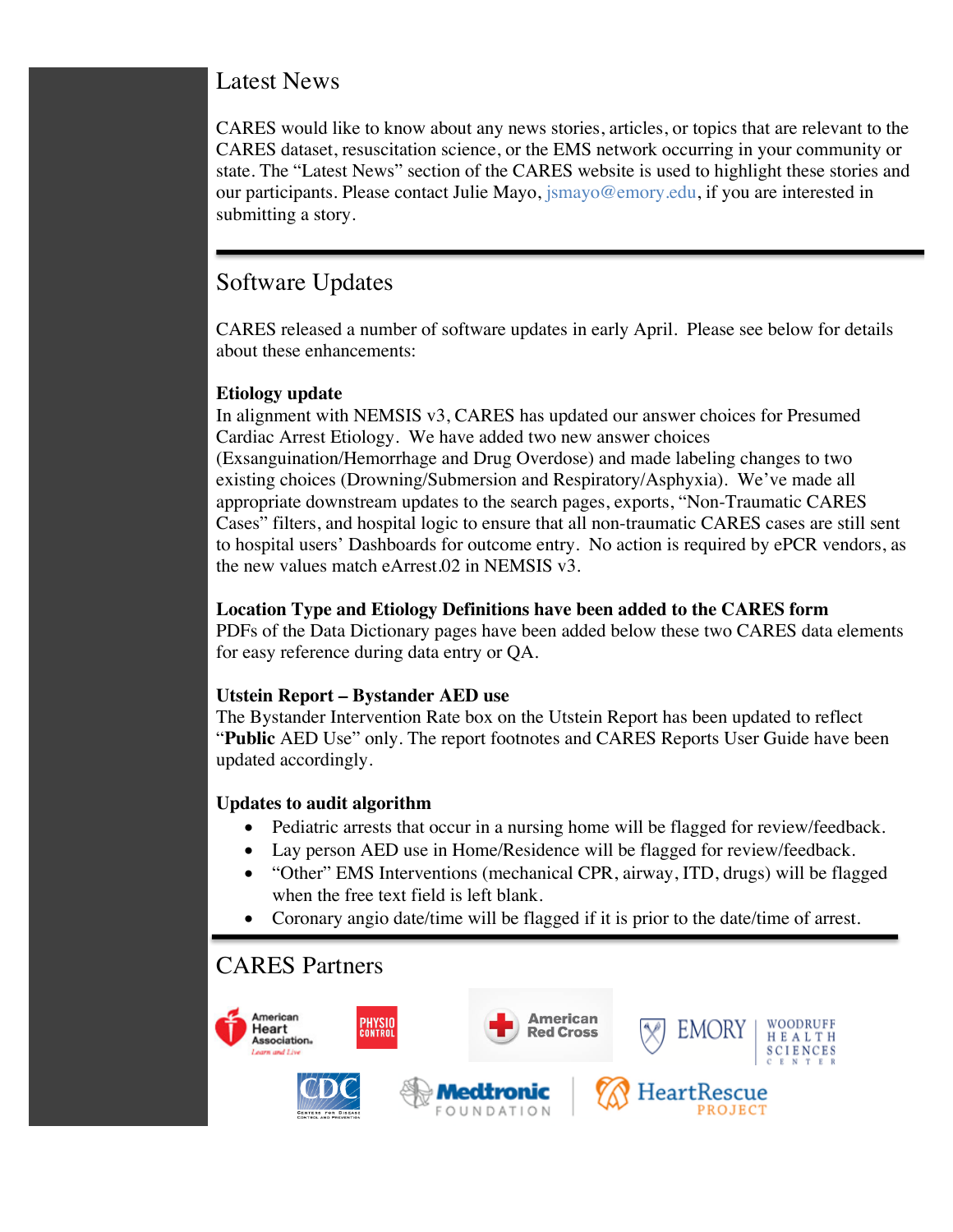## Latest News

CARES would like to know about any news stories, articles, or topics that are relevant to the CARES dataset, resuscitation science, or the EMS network occurring in your community or state. The "Latest News" section of the CARES website is used to highlight these stories and our participants. Please contact Julie Mayo, jsmayo@emory.edu, if you are interested in submitting a story.

---

## Software Updates

CARES released a number of software updates in early April. Please see below for details about these enhancements:

**Etiology update**

In alignment with NEMSIS v3, CARES has updated our answer choices for Presumed Cardiac Arrest Etiology. We have added two new answer choices (Exsanguination/Hemorrhage and Drug Overdose) and made labeling changes to two existing choices (Drowning/Submersion and Respiratory/Asphyxia). We've made all appropriate downstream updates to the search pages, exports, "Non-Traumatic CARES Cases" filters, and hospital logic to ensure that all non-traumatic CARES cases are still sent to hospital users' Dashboards for outcome entry. No action is required by ePCR vendors, as the new values match eArrest.02 in NEMSIS v3.

**Location Type and Etiology Definitions have been added to the CARES form**

PDFs of the Data Dictionary pages have been added below these two CARES data elements for easy reference during data entry or QA.

**Utstein Report – Bystander AED use**

The Bystander Intervention Rate box on the Utstein Report has been updated to reflect "**Public** AED Use" only. The report footnotes and CARES Reports User Guide have been updated accordingly.

**Updates to audit algorithm**

- Pediatric arrests that occur in a nursing home will be flagged for review/feedback.
- Lay person AED use in Home/Residence will be flagged for review/feedback.
- "Other" EMS Interventions (mechanical CPR, airway, ITD, drugs) will be flagged when the free text field is left blank.
- Coronary angio date/time will be flagged if it is prior to the date/time of arrest.

---

## CARES Partners

American Heart Association — Physio Control — American Red Cross — Emory Woodruff Health Sciences Center — CDC — Medtronic Foundation — HeartRescue Project